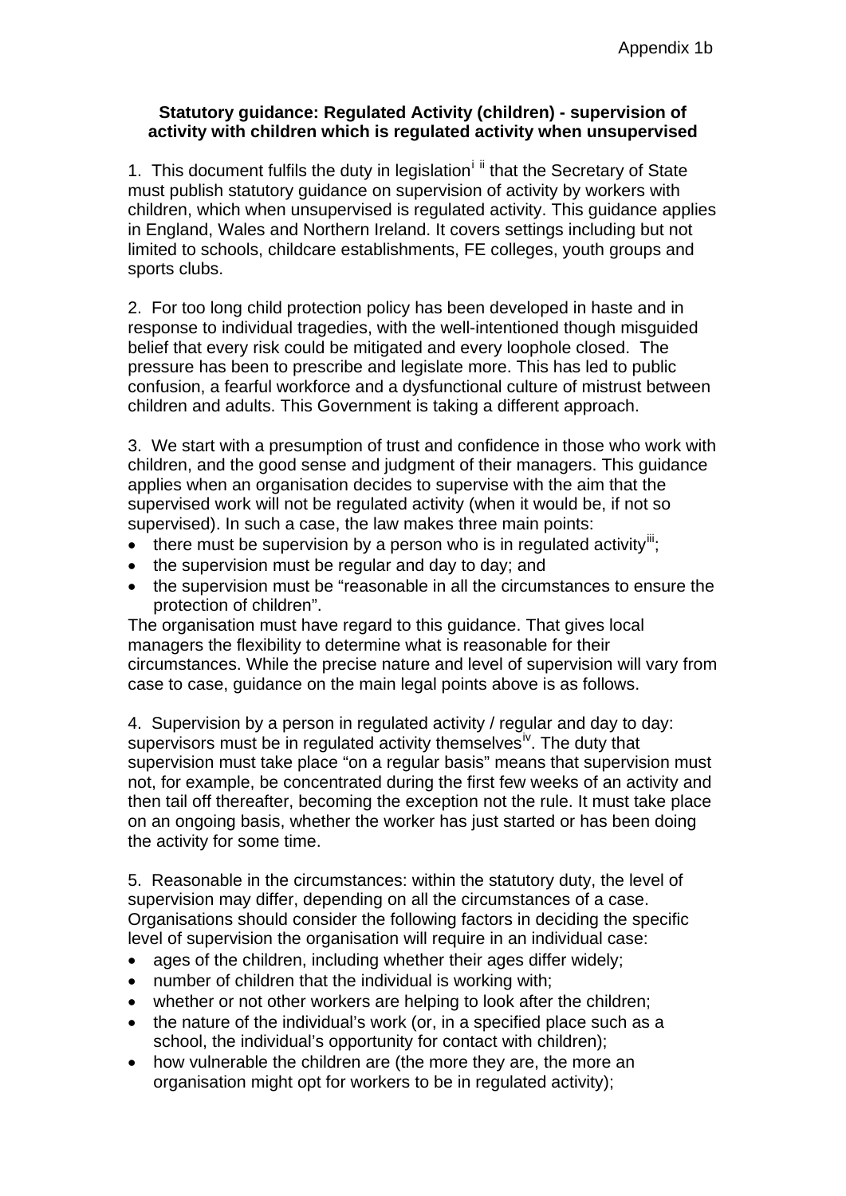Appendix 1b

**Statutory guidance: Regulated Activity (children) - supervision of activity with children which is regulated activity when unsupervised**

1. This document fulfils the duty in legislation[i ii] that the Secretary of State must publish statutory guidance on supervision of activity by workers with children, which when unsupervised is regulated activity. This guidance applies in England, Wales and Northern Ireland. It covers settings including but not limited to schools, childcare establishments, FE colleges, youth groups and sports clubs.

2. For too long child protection policy has been developed in haste and in response to individual tragedies, with the well-intentioned though misguided belief that every risk could be mitigated and every loophole closed. The pressure has been to prescribe and legislate more. This has led to public confusion, a fearful workforce and a dysfunctional culture of mistrust between children and adults. This Government is taking a different approach.

3. We start with a presumption of trust and confidence in those who work with children, and the good sense and judgment of their managers. This guidance applies when an organisation decides to supervise with the aim that the supervised work will not be regulated activity (when it would be, if not so supervised). In such a case, the law makes three main points:

- there must be supervision by a person who is in regulated activity[iii];
- the supervision must be regular and day to day; and
- the supervision must be "reasonable in all the circumstances to ensure the protection of children".

The organisation must have regard to this guidance. That gives local managers the flexibility to determine what is reasonable for their circumstances. While the precise nature and level of supervision will vary from case to case, guidance on the main legal points above is as follows.

4. Supervision by a person in regulated activity / regular and day to day: supervisors must be in regulated activity themselves[iv]. The duty that supervision must take place "on a regular basis" means that supervision must not, for example, be concentrated during the first few weeks of an activity and then tail off thereafter, becoming the exception not the rule. It must take place on an ongoing basis, whether the worker has just started or has been doing the activity for some time.

5. Reasonable in the circumstances: within the statutory duty, the level of supervision may differ, depending on all the circumstances of a case. Organisations should consider the following factors in deciding the specific level of supervision the organisation will require in an individual case:

- ages of the children, including whether their ages differ widely;
- number of children that the individual is working with;
- whether or not other workers are helping to look after the children;
- the nature of the individual's work (or, in a specified place such as a school, the individual's opportunity for contact with children);
- how vulnerable the children are (the more they are, the more an organisation might opt for workers to be in regulated activity);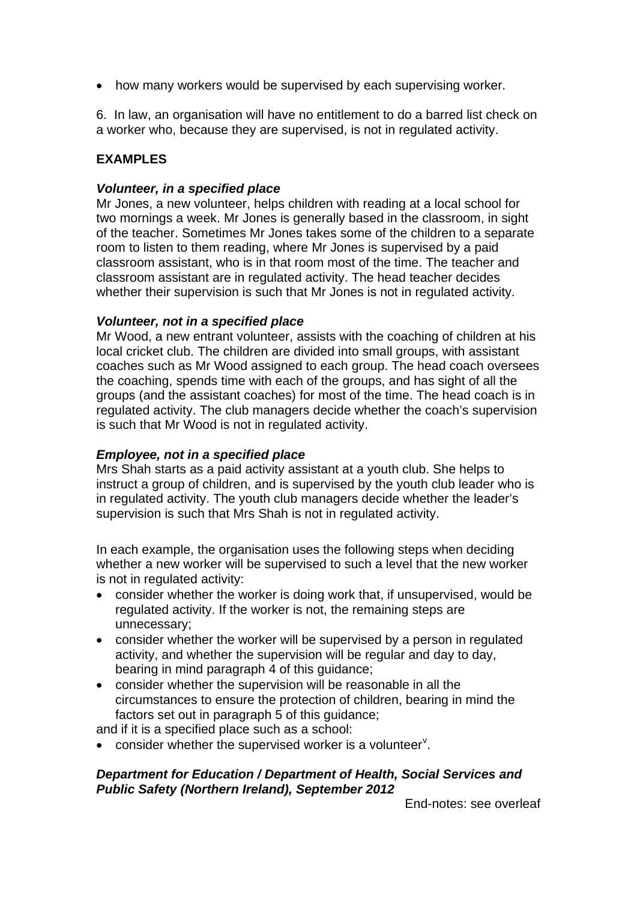- how many workers would be supervised by each supervising worker.

6. In law, an organisation will have no entitlement to do a barred list check on a worker who, because they are supervised, is not in regulated activity.

**EXAMPLES**

***Volunteer, in a specified place***
Mr Jones, a new volunteer, helps children with reading at a local school for two mornings a week. Mr Jones is generally based in the classroom, in sight of the teacher. Sometimes Mr Jones takes some of the children to a separate room to listen to them reading, where Mr Jones is supervised by a paid classroom assistant, who is in that room most of the time. The teacher and classroom assistant are in regulated activity. The head teacher decides whether their supervision is such that Mr Jones is not in regulated activity.

***Volunteer, not in a specified place***
Mr Wood, a new entrant volunteer, assists with the coaching of children at his local cricket club. The children are divided into small groups, with assistant coaches such as Mr Wood assigned to each group. The head coach oversees the coaching, spends time with each of the groups, and has sight of all the groups (and the assistant coaches) for most of the time. The head coach is in regulated activity. The club managers decide whether the coach's supervision is such that Mr Wood is not in regulated activity.

***Employee, not in a specified place***
Mrs Shah starts as a paid activity assistant at a youth club. She helps to instruct a group of children, and is supervised by the youth club leader who is in regulated activity. The youth club managers decide whether the leader's supervision is such that Mrs Shah is not in regulated activity.

In each example, the organisation uses the following steps when deciding whether a new worker will be supervised to such a level that the new worker is not in regulated activity:

- consider whether the worker is doing work that, if unsupervised, would be regulated activity. If the worker is not, the remaining steps are unnecessary;
- consider whether the worker will be supervised by a person in regulated activity, and whether the supervision will be regular and day to day, bearing in mind paragraph 4 of this guidance;
- consider whether the supervision will be reasonable in all the circumstances to ensure the protection of children, bearing in mind the factors set out in paragraph 5 of this guidance;

and if it is a specified place such as a school:

- consider whether the supervised worker is a volunteer[v].

***Department for Education / Department of Health, Social Services and Public Safety (Northern Ireland), September 2012***

End-notes: see overleaf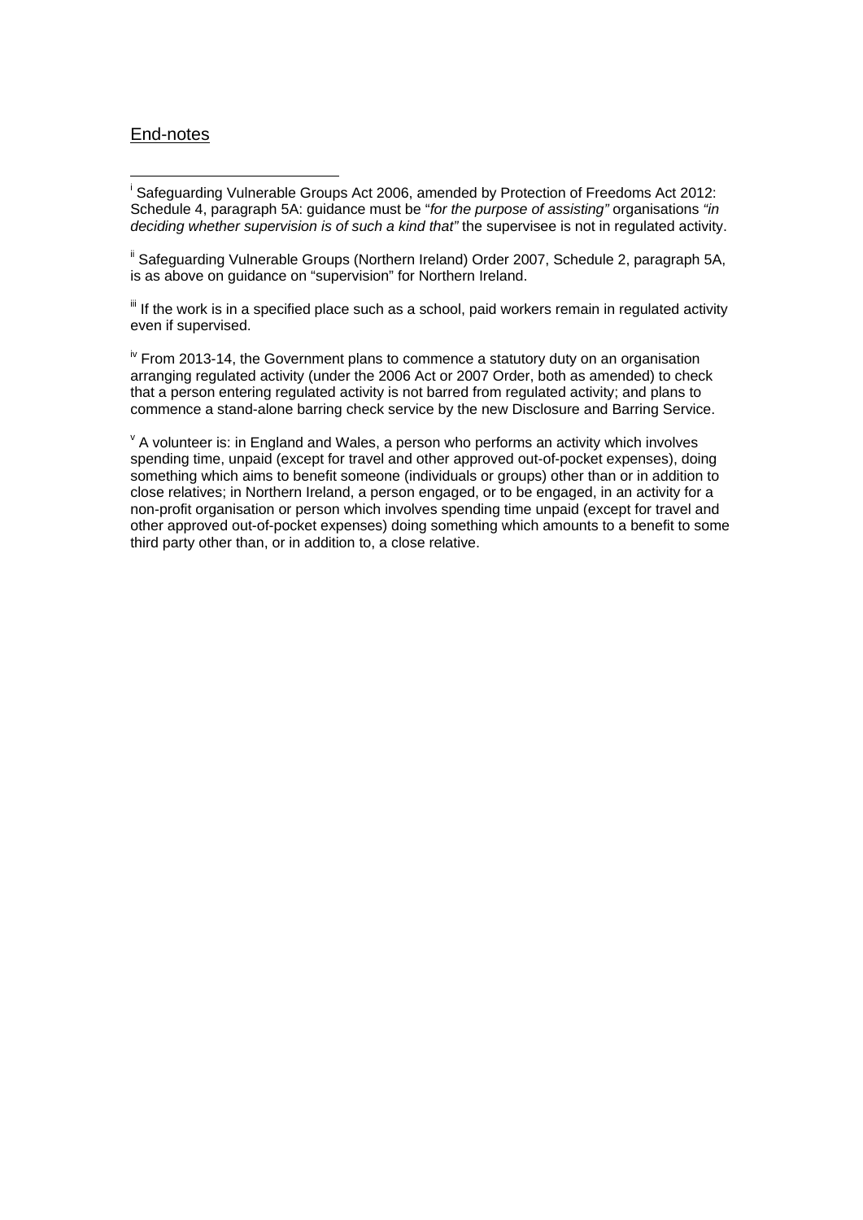End-notes

[i] Safeguarding Vulnerable Groups Act 2006, amended by Protection of Freedoms Act 2012: Schedule 4, paragraph 5A: guidance must be "*for the purpose of assisting"* organisations *"in deciding whether supervision is of such a kind that"* the supervisee is not in regulated activity.

[ii] Safeguarding Vulnerable Groups (Northern Ireland) Order 2007, Schedule 2, paragraph 5A, is as above on guidance on "supervision" for Northern Ireland.

[iii] If the work is in a specified place such as a school, paid workers remain in regulated activity even if supervised.

[iv] From 2013-14, the Government plans to commence a statutory duty on an organisation arranging regulated activity (under the 2006 Act or 2007 Order, both as amended) to check that a person entering regulated activity is not barred from regulated activity; and plans to commence a stand-alone barring check service by the new Disclosure and Barring Service.

[v] A volunteer is: in England and Wales, a person who performs an activity which involves spending time, unpaid (except for travel and other approved out-of-pocket expenses), doing something which aims to benefit someone (individuals or groups) other than or in addition to close relatives; in Northern Ireland, a person engaged, or to be engaged, in an activity for a non-profit organisation or person which involves spending time unpaid (except for travel and other approved out-of-pocket expenses) doing something which amounts to a benefit to some third party other than, or in addition to, a close relative.